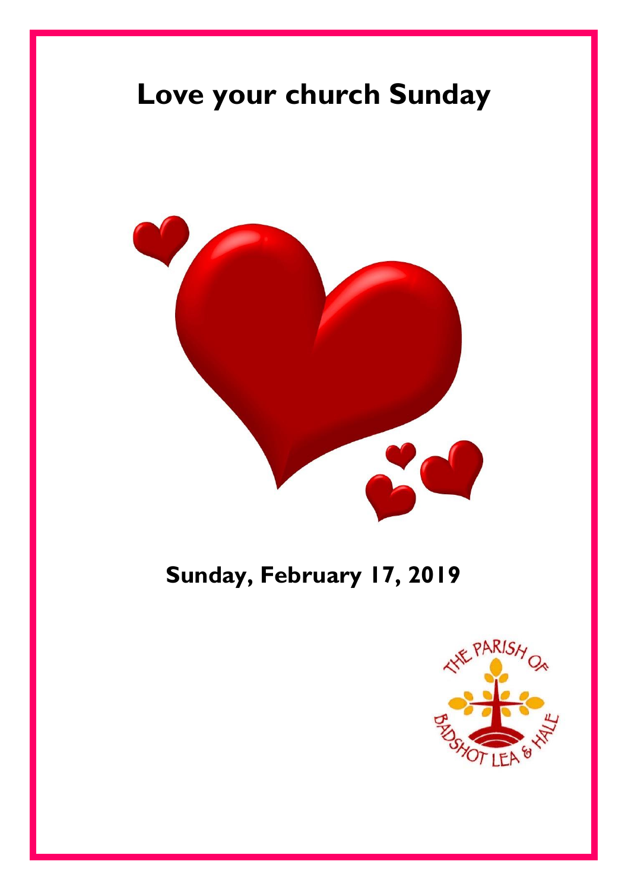# Love your church Sunday

## Sunday, February 17, 2019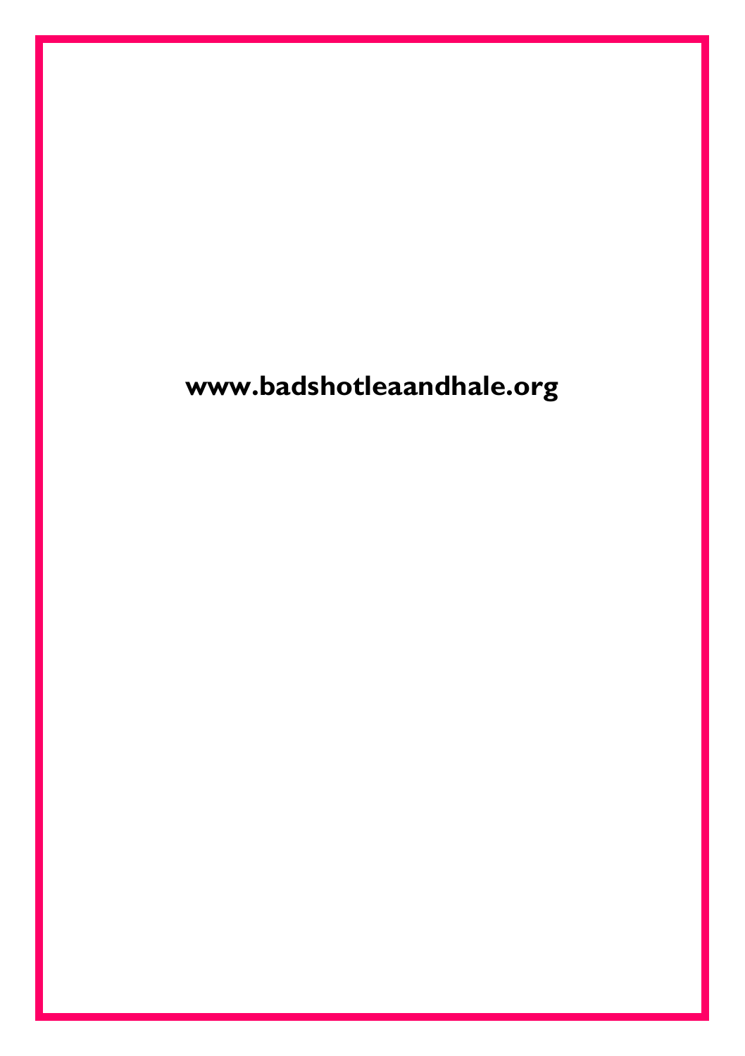**www.badshotleaandhale.org**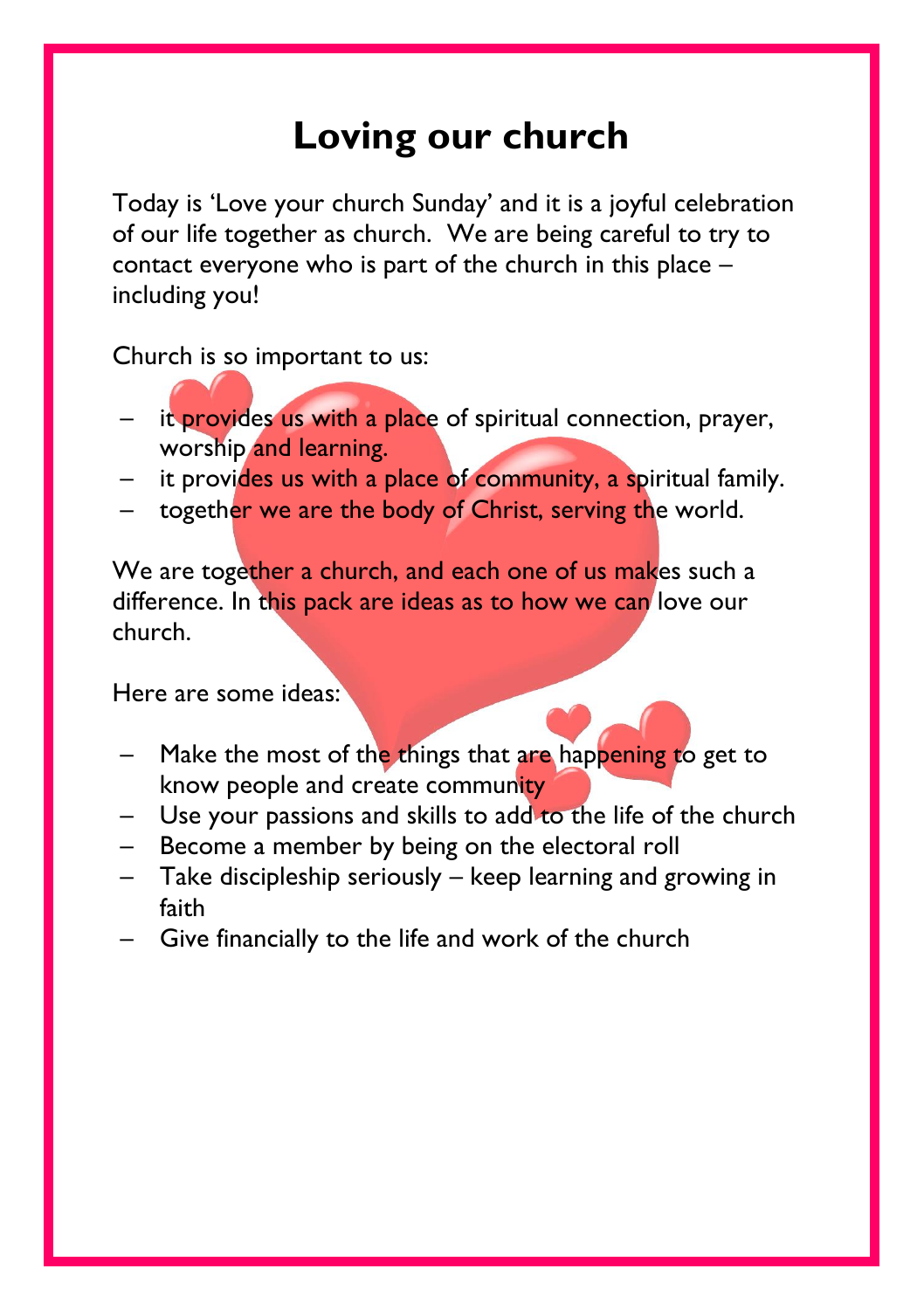# Loving our church

Today is 'Love your church Sunday' and it is a joyful celebration of our life together as church. We are being careful to try to contact everyone who is part of the church in this place – including you!

Church is so important to us:

- it provides us with a place of spiritual connection, prayer, worship and learning.
- it provides us with a place of community, a spiritual family.
- together we are the body of Christ, serving the world.

We are together a church, and each one of us makes such a difference. In this pack are ideas as to how we can love our church.

Here are some ideas:

- Make the most of the things that are happening to get to know people and create community
- Use your passions and skills to add to the life of the church
- Become a member by being on the electoral roll
- Take discipleship seriously – keep learning and growing in faith
- Give financially to the life and work of the church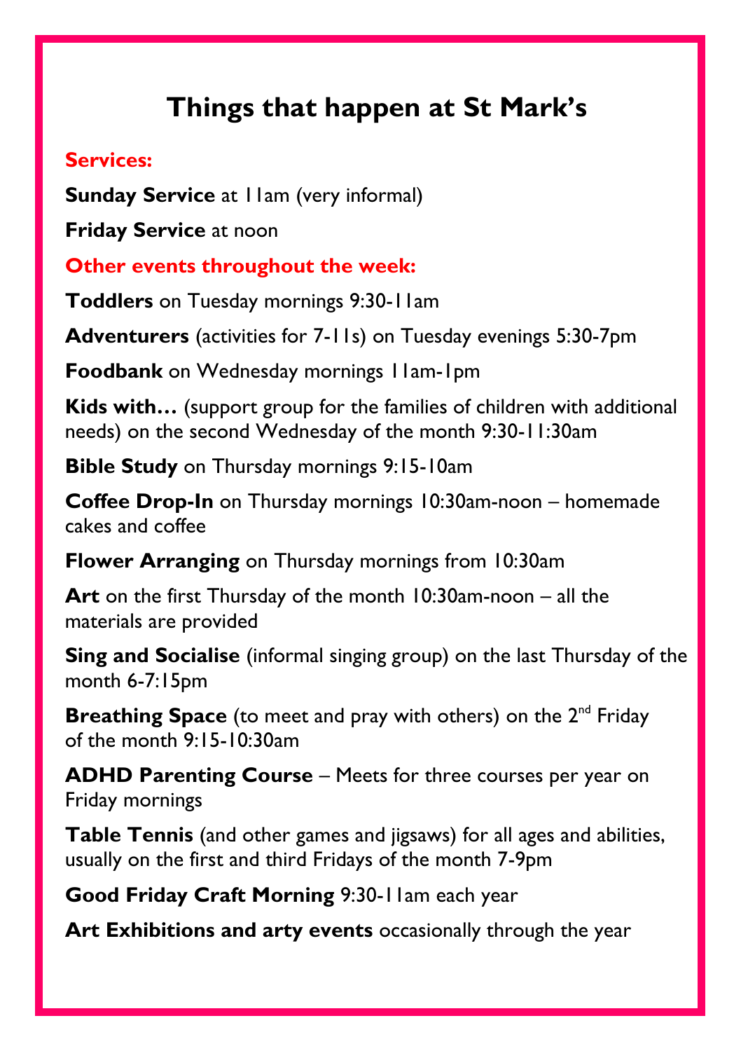# Things that happen at St Mark's

**Services:**

**Sunday Service** at 11am (very informal)

**Friday Service** at noon

**Other events throughout the week:**

**Toddlers** on Tuesday mornings 9:30-11am

**Adventurers** (activities for 7-11s) on Tuesday evenings 5:30-7pm

**Foodbank** on Wednesday mornings 11am-1pm

**Kids with…** (support group for the families of children with additional needs) on the second Wednesday of the month 9:30-11:30am

**Bible Study** on Thursday mornings 9:15-10am

**Coffee Drop-In** on Thursday mornings 10:30am-noon – homemade cakes and coffee

**Flower Arranging** on Thursday mornings from 10:30am

**Art** on the first Thursday of the month 10:30am-noon – all the materials are provided

**Sing and Socialise** (informal singing group) on the last Thursday of the month 6-7:15pm

**Breathing Space** (to meet and pray with others) on the 2nd Friday of the month 9:15-10:30am

**ADHD Parenting Course** – Meets for three courses per year on Friday mornings

**Table Tennis** (and other games and jigsaws) for all ages and abilities, usually on the first and third Fridays of the month 7-9pm

**Good Friday Craft Morning** 9:30-11am each year

**Art Exhibitions and arty events** occasionally through the year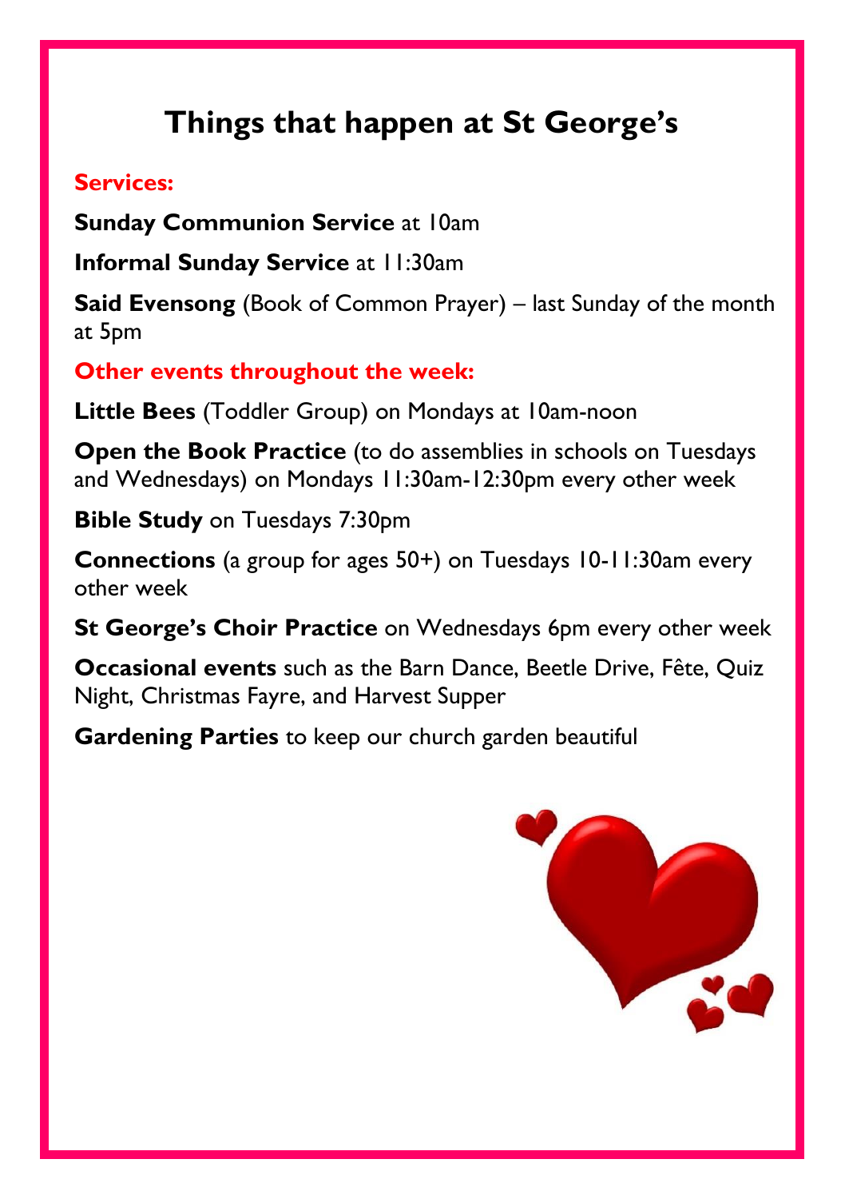# Things that happen at St George's

**Services:**

**Sunday Communion Service** at 10am

**Informal Sunday Service** at 11:30am

**Said Evensong** (Book of Common Prayer) – last Sunday of the month at 5pm

**Other events throughout the week:**

**Little Bees** (Toddler Group) on Mondays at 10am-noon

**Open the Book Practice** (to do assemblies in schools on Tuesdays and Wednesdays) on Mondays 11:30am-12:30pm every other week

**Bible Study** on Tuesdays 7:30pm

**Connections** (a group for ages 50+) on Tuesdays 10-11:30am every other week

**St George's Choir Practice** on Wednesdays 6pm every other week

**Occasional events** such as the Barn Dance, Beetle Drive, Fête, Quiz Night, Christmas Fayre, and Harvest Supper

**Gardening Parties** to keep our church garden beautiful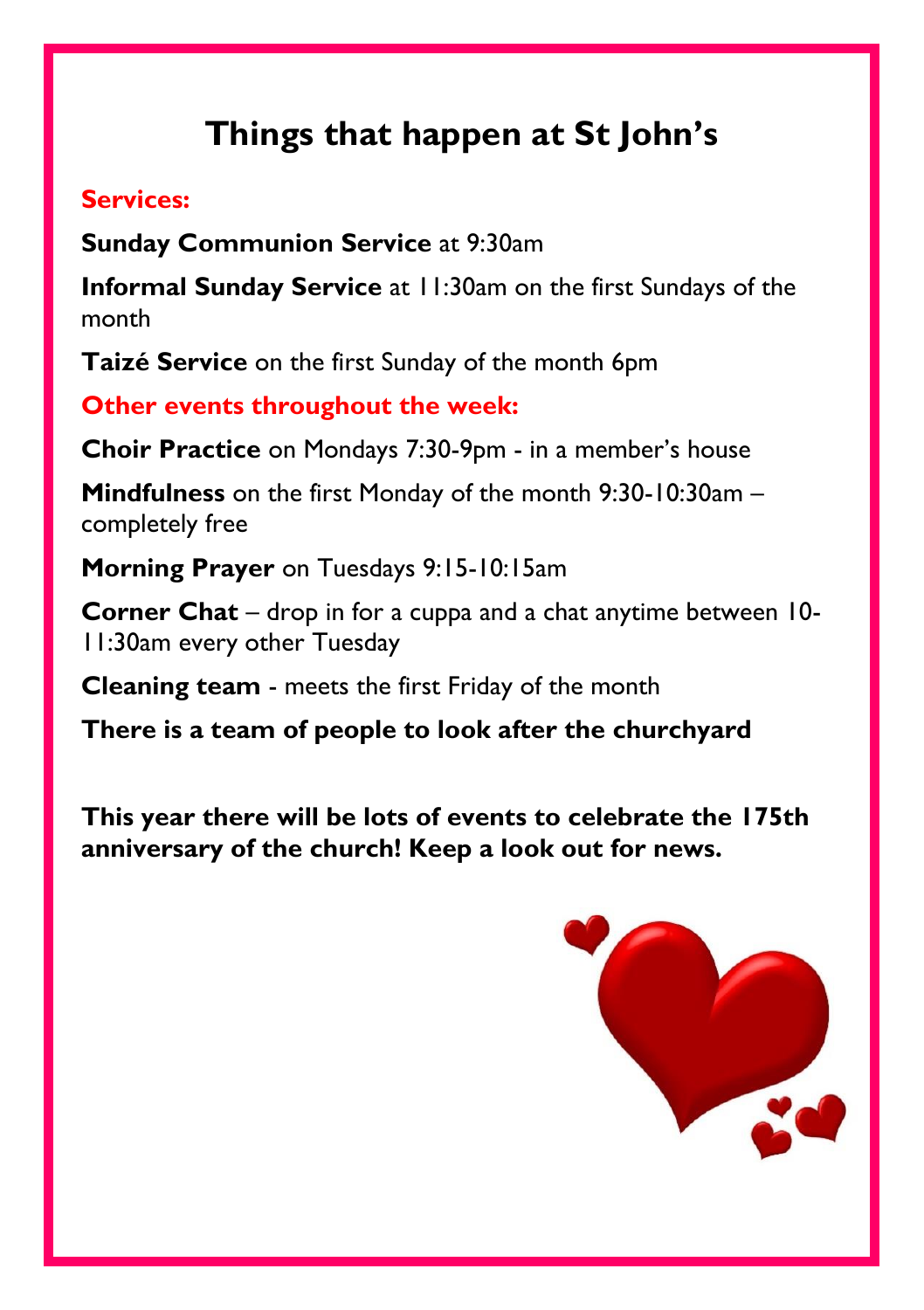# Things that happen at St John's

**Services:**

**Sunday Communion Service** at 9:30am

**Informal Sunday Service** at 11:30am on the first Sundays of the month

**Taizé Service** on the first Sunday of the month 6pm

**Other events throughout the week:**

**Choir Practice** on Mondays 7:30-9pm - in a member's house

**Mindfulness** on the first Monday of the month 9:30-10:30am – completely free

**Morning Prayer** on Tuesdays 9:15-10:15am

**Corner Chat** – drop in for a cuppa and a chat anytime between 10-11:30am every other Tuesday

**Cleaning team** - meets the first Friday of the month

**There is a team of people to look after the churchyard**

**This year there will be lots of events to celebrate the 175th anniversary of the church! Keep a look out for news.**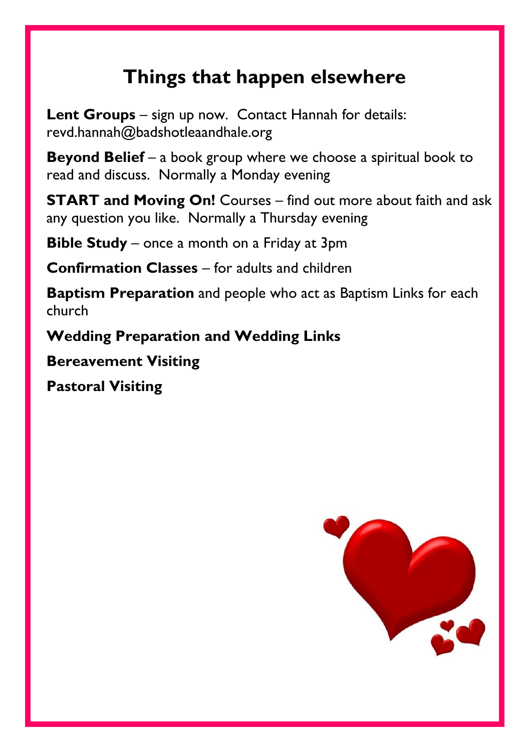# Things that happen elsewhere

**Lent Groups** – sign up now. Contact Hannah for details: revd.hannah@badshotleaandhale.org

**Beyond Belief** – a book group where we choose a spiritual book to read and discuss. Normally a Monday evening

**START and Moving On!** Courses – find out more about faith and ask any question you like. Normally a Thursday evening

**Bible Study** – once a month on a Friday at 3pm

**Confirmation Classes** – for adults and children

**Baptism Preparation** and people who act as Baptism Links for each church

**Wedding Preparation and Wedding Links**

**Bereavement Visiting**

**Pastoral Visiting**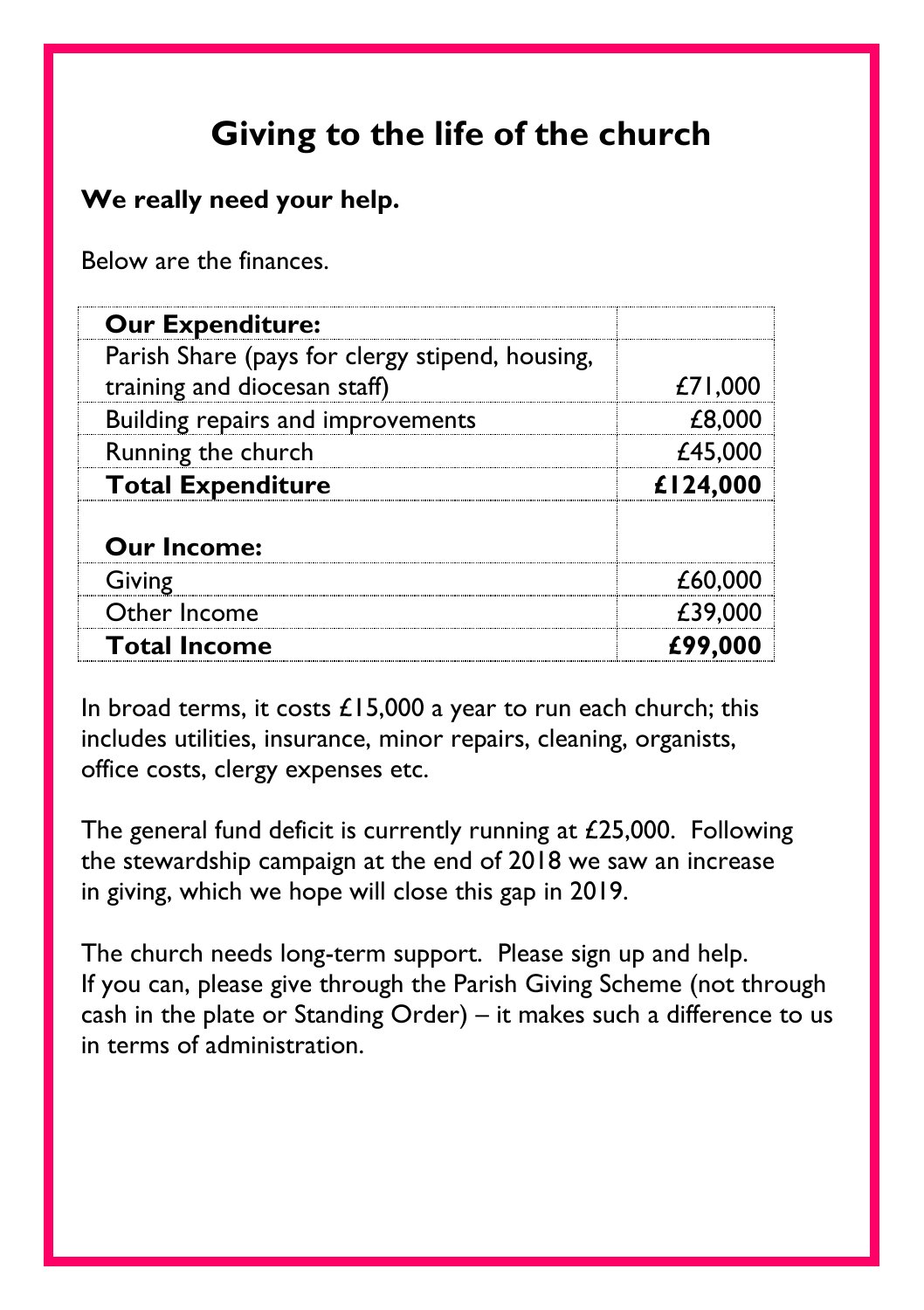# Giving to the life of the church

**We really need your help.**

Below are the finances.

| **Our Expenditure:** | |
|---|---|
| Parish Share (pays for clergy stipend, housing, training and diocesan staff) | £71,000 |
| Building repairs and improvements | £8,000 |
| Running the church | £45,000 |
| **Total Expenditure** | **£124,000** |
| | |
| **Our Income:** | |
| Giving | £60,000 |
| Other Income | £39,000 |
| **Total Income** | **£99,000** |

In broad terms, it costs £15,000 a year to run each church; this includes utilities, insurance, minor repairs, cleaning, organists, office costs, clergy expenses etc.

The general fund deficit is currently running at £25,000. Following the stewardship campaign at the end of 2018 we saw an increase in giving, which we hope will close this gap in 2019.

The church needs long-term support. Please sign up and help. If you can, please give through the Parish Giving Scheme (not through cash in the plate or Standing Order) – it makes such a difference to us in terms of administration.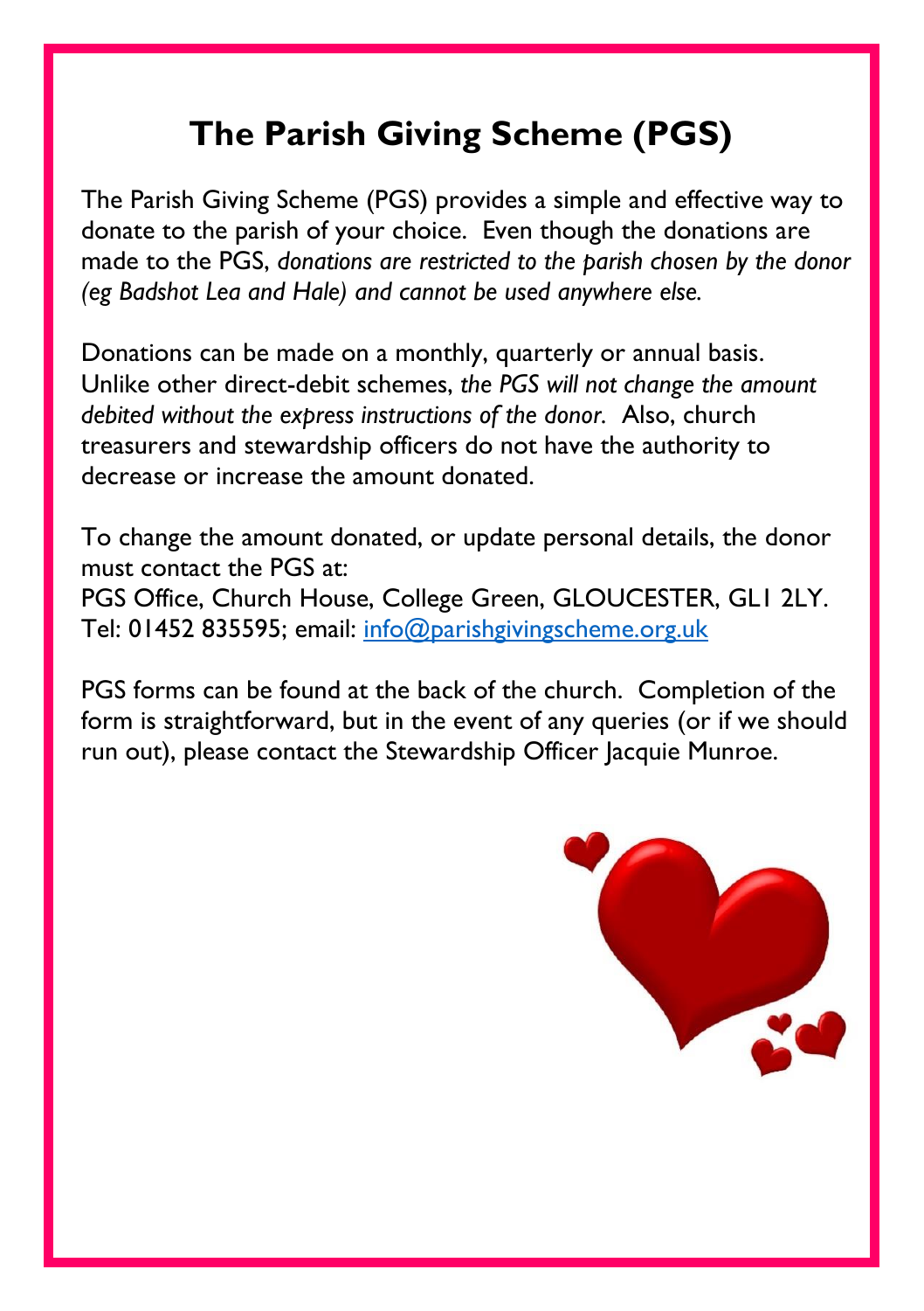# The Parish Giving Scheme (PGS)

The Parish Giving Scheme (PGS) provides a simple and effective way to donate to the parish of your choice. Even though the donations are made to the PGS, *donations are restricted to the parish chosen by the donor (eg Badshot Lea and Hale) and cannot be used anywhere else.*

Donations can be made on a monthly, quarterly or annual basis. Unlike other direct-debit schemes, *the PGS will not change the amount debited without the express instructions of the donor.* Also, church treasurers and stewardship officers do not have the authority to decrease or increase the amount donated.

To change the amount donated, or update personal details, the donor must contact the PGS at:
PGS Office, Church House, College Green, GLOUCESTER, GL1 2LY.
Tel: 01452 835595; email: info@parishgivingscheme.org.uk

PGS forms can be found at the back of the church. Completion of the form is straightforward, but in the event of any queries (or if we should run out), please contact the Stewardship Officer Jacquie Munroe.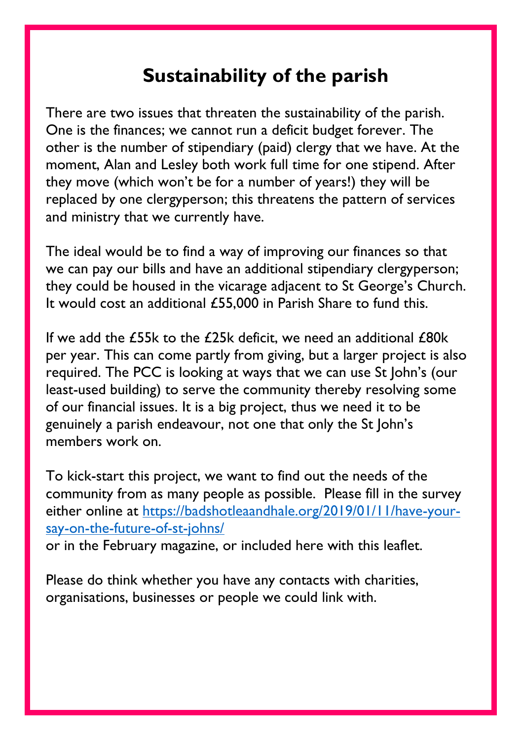# Sustainability of the parish

There are two issues that threaten the sustainability of the parish. One is the finances; we cannot run a deficit budget forever. The other is the number of stipendiary (paid) clergy that we have. At the moment, Alan and Lesley both work full time for one stipend. After they move (which won't be for a number of years!) they will be replaced by one clergyperson; this threatens the pattern of services and ministry that we currently have.

The ideal would be to find a way of improving our finances so that we can pay our bills and have an additional stipendiary clergyperson; they could be housed in the vicarage adjacent to St George's Church. It would cost an additional £55,000 in Parish Share to fund this.

If we add the £55k to the £25k deficit, we need an additional £80k per year. This can come partly from giving, but a larger project is also required. The PCC is looking at ways that we can use St John's (our least-used building) to serve the community thereby resolving some of our financial issues. It is a big project, thus we need it to be genuinely a parish endeavour, not one that only the St John's members work on.

To kick-start this project, we want to find out the needs of the community from as many people as possible. Please fill in the survey either online at [https://badshotleaandhale.org/2019/01/11/have-your-say-on-the-future-of-st-johns/](https://badshotleaandhale.org/2019/01/11/have-your-say-on-the-future-of-st-johns/)
or in the February magazine, or included here with this leaflet.

Please do think whether you have any contacts with charities, organisations, businesses or people we could link with.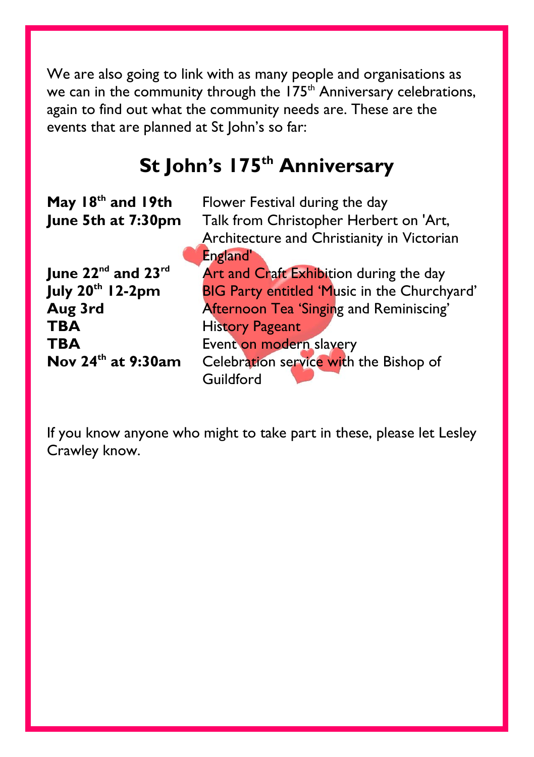We are also going to link with as many people and organisations as we can in the community through the 175th Anniversary celebrations, again to find out what the community needs are. These are the events that are planned at St John's so far:

## St John's 175th Anniversary

| | |
|---|---|
| **May 18th and 19th** | Flower Festival during the day |
| **June 5th at 7:30pm** | Talk from Christopher Herbert on 'Art, Architecture and Christianity in Victorian England' |
| **June 22nd and 23rd** | Art and Craft Exhibition during the day |
| **July 20th 12-2pm** | BIG Party entitled 'Music in the Churchyard' |
| **Aug 3rd** | Afternoon Tea 'Singing and Reminiscing' |
| **TBA** | History Pageant |
| **TBA** | Event on modern slavery |
| **Nov 24th at 9:30am** | Celebration service with the Bishop of Guildford |

If you know anyone who might to take part in these, please let Lesley Crawley know.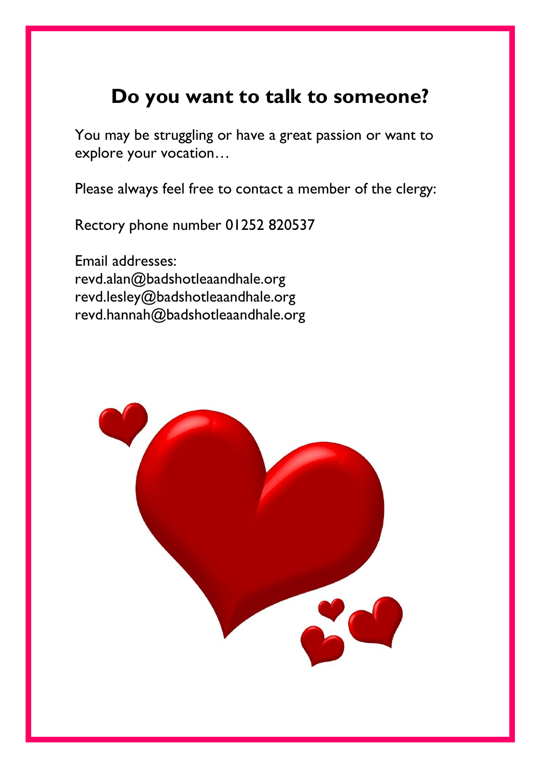# Do you want to talk to someone?

You may be struggling or have a great passion or want to explore your vocation…

Please always feel free to contact a member of the clergy:

Rectory phone number 01252 820537

Email addresses:
revd.alan@badshotleaandhale.org
revd.lesley@badshotleaandhale.org
revd.hannah@badshotleaandhale.org